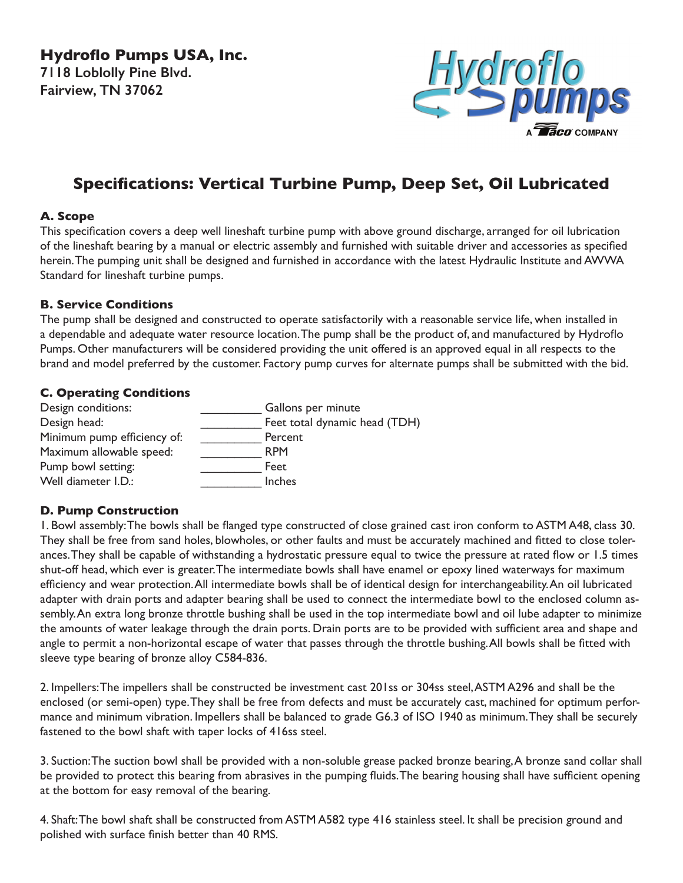**Hydroflo Pumps USA, Inc.**
**7118 Loblolly Pine Blvd.**
**Fairview, TN 37062**

# Specifications: Vertical Turbine Pump, Deep Set, Oil Lubricated

## A. Scope

This specification covers a deep well lineshaft turbine pump with above ground discharge, arranged for oil lubrication of the lineshaft bearing by a manual or electric assembly and furnished with suitable driver and accessories as specified herein. The pumping unit shall be designed and furnished in accordance with the latest Hydraulic Institute and AWWA Standard for lineshaft turbine pumps.

## B. Service Conditions

The pump shall be designed and constructed to operate satisfactorily with a reasonable service life, when installed in a dependable and adequate water resource location. The pump shall be the product of, and manufactured by Hydroflo Pumps. Other manufacturers will be considered providing the unit offered is an approved equal in all respects to the brand and model preferred by the customer. Factory pump curves for alternate pumps shall be submitted with the bid.

## C. Operating Conditions

| | | |
|---|---|---|
| Design conditions: | _________ | Gallons per minute |
| Design head: | _________ | Feet total dynamic head (TDH) |
| Minimum pump efficiency of: | _________ | Percent |
| Maximum allowable speed: | _________ | RPM |
| Pump bowl setting: | _________ | Feet |
| Well diameter I.D.: | _________ | Inches |

## D. Pump Construction

1. Bowl assembly: The bowls shall be flanged type constructed of close grained cast iron conform to ASTM A48, class 30. They shall be free from sand holes, blowholes, or other faults and must be accurately machined and fitted to close tolerances. They shall be capable of withstanding a hydrostatic pressure equal to twice the pressure at rated flow or 1.5 times shut-off head, which ever is greater. The intermediate bowls shall have enamel or epoxy lined waterways for maximum efficiency and wear protection. All intermediate bowls shall be of identical design for interchangeability. An oil lubricated adapter with drain ports and adapter bearing shall be used to connect the intermediate bowl to the enclosed column assembly. An extra long bronze throttle bushing shall be used in the top intermediate bowl and oil lube adapter to minimize the amounts of water leakage through the drain ports. Drain ports are to be provided with sufficient area and shape and angle to permit a non-horizontal escape of water that passes through the throttle bushing. All bowls shall be fitted with sleeve type bearing of bronze alloy C584-836.

2. Impellers: The impellers shall be constructed be investment cast 201ss or 304ss steel, ASTM A296 and shall be the enclosed (or semi-open) type. They shall be free from defects and must be accurately cast, machined for optimum performance and minimum vibration. Impellers shall be balanced to grade G6.3 of ISO 1940 as minimum. They shall be securely fastened to the bowl shaft with taper locks of 416ss steel.

3. Suction: The suction bowl shall be provided with a non-soluble grease packed bronze bearing, A bronze sand collar shall be provided to protect this bearing from abrasives in the pumping fluids. The bearing housing shall have sufficient opening at the bottom for easy removal of the bearing.

4. Shaft: The bowl shaft shall be constructed from ASTM A582 type 416 stainless steel. It shall be precision ground and polished with surface finish better than 40 RMS.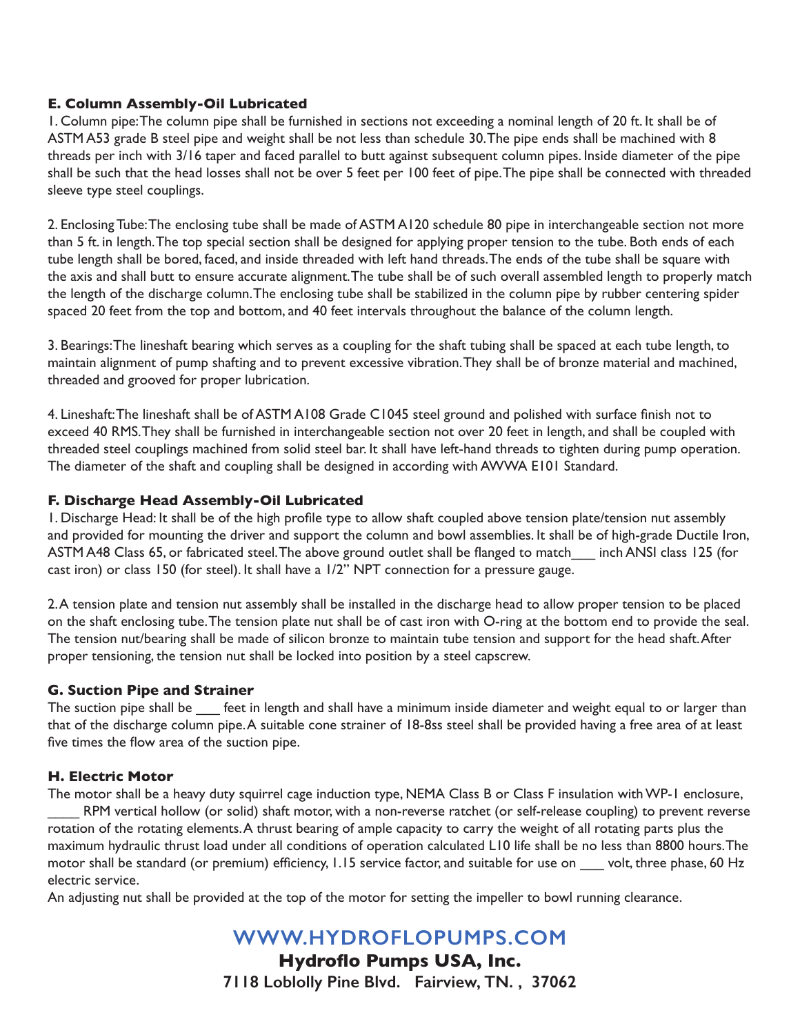#### E. Column Assembly-Oil Lubricated

1. Column pipe: The column pipe shall be furnished in sections not exceeding a nominal length of 20 ft. It shall be of ASTM A53 grade B steel pipe and weight shall be not less than schedule 30. The pipe ends shall be machined with 8 threads per inch with 3/16 taper and faced parallel to butt against subsequent column pipes. Inside diameter of the pipe shall be such that the head losses shall not be over 5 feet per 100 feet of pipe. The pipe shall be connected with threaded sleeve type steel couplings.

2. Enclosing Tube: The enclosing tube shall be made of ASTM A120 schedule 80 pipe in interchangeable section not more than 5 ft. in length. The top special section shall be designed for applying proper tension to the tube. Both ends of each tube length shall be bored, faced, and inside threaded with left hand threads. The ends of the tube shall be square with the axis and shall butt to ensure accurate alignment. The tube shall be of such overall assembled length to properly match the length of the discharge column. The enclosing tube shall be stabilized in the column pipe by rubber centering spider spaced 20 feet from the top and bottom, and 40 feet intervals throughout the balance of the column length.

3. Bearings: The lineshaft bearing which serves as a coupling for the shaft tubing shall be spaced at each tube length, to maintain alignment of pump shafting and to prevent excessive vibration. They shall be of bronze material and machined, threaded and grooved for proper lubrication.

4. Lineshaft: The lineshaft shall be of ASTM A108 Grade C1045 steel ground and polished with surface finish not to exceed 40 RMS. They shall be furnished in interchangeable section not over 20 feet in length, and shall be coupled with threaded steel couplings machined from solid steel bar. It shall have left-hand threads to tighten during pump operation. The diameter of the shaft and coupling shall be designed in according with AWWA E101 Standard.

#### F. Discharge Head Assembly-Oil Lubricated

1. Discharge Head: It shall be of the high profile type to allow shaft coupled above tension plate/tension nut assembly and provided for mounting the driver and support the column and bowl assemblies. It shall be of high-grade Ductile Iron, ASTM A48 Class 65, or fabricated steel. The above ground outlet shall be flanged to match___ inch ANSI class 125 (for cast iron) or class 150 (for steel). It shall have a 1/2" NPT connection for a pressure gauge.

2. A tension plate and tension nut assembly shall be installed in the discharge head to allow proper tension to be placed on the shaft enclosing tube. The tension plate nut shall be of cast iron with O-ring at the bottom end to provide the seal. The tension nut/bearing shall be made of silicon bronze to maintain tube tension and support for the head shaft. After proper tensioning, the tension nut shall be locked into position by a steel capscrew.

#### G. Suction Pipe and Strainer

The suction pipe shall be ___ feet in length and shall have a minimum inside diameter and weight equal to or larger than that of the discharge column pipe. A suitable cone strainer of 18-8ss steel shall be provided having a free area of at least five times the flow area of the suction pipe.

#### H. Electric Motor

The motor shall be a heavy duty squirrel cage induction type, NEMA Class B or Class F insulation with WP-1 enclosure, ____ RPM vertical hollow (or solid) shaft motor, with a non-reverse ratchet (or self-release coupling) to prevent reverse rotation of the rotating elements. A thrust bearing of ample capacity to carry the weight of all rotating parts plus the maximum hydraulic thrust load under all conditions of operation calculated L10 life shall be no less than 8800 hours. The motor shall be standard (or premium) efficiency, 1.15 service factor, and suitable for use on ___ volt, three phase, 60 Hz electric service.

An adjusting nut shall be provided at the top of the motor for setting the impeller to bowl running clearance.

**WWW.HYDROFLOPUMPS.COM**

**Hydroflo Pumps USA, Inc.**

**7118 Loblolly Pine Blvd. Fairview, TN. , 37062**